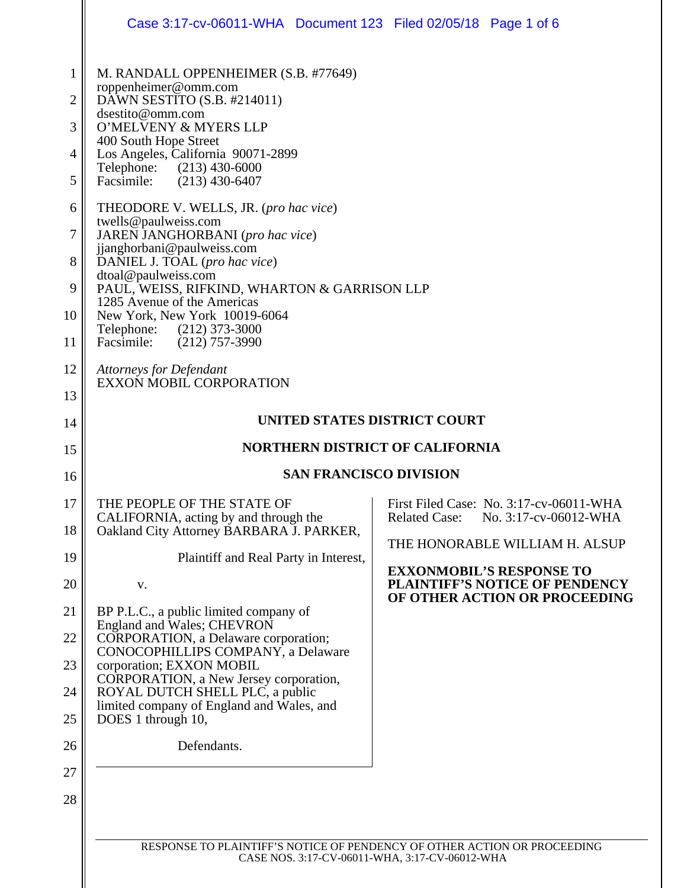M. RANDALL OPPENHEIMER (S.B. #77649)
roppenheimer@omm.com
DAWN SESTITO (S.B. #214011)
dsestito@omm.com
O'MELVENY & MYERS LLP
400 South Hope Street
Los Angeles, California 90071-2899
Telephone: (213) 430-6000
Facsimile: (213) 430-6407

THEODORE V. WELLS, JR. (*pro hac vice*)
twells@paulweiss.com
JAREN JANGHORBANI (*pro hac vice*)
jjanghorbani@paulweiss.com
DANIEL J. TOAL (*pro hac vice*)
dtoal@paulweiss.com
PAUL, WEISS, RIFKIND, WHARTON & GARRISON LLP
1285 Avenue of the Americas
New York, New York 10019-6064
Telephone: (212) 373-3000
Facsimile: (212) 757-3990

*Attorneys for Defendant*
EXXON MOBIL CORPORATION

**UNITED STATES DISTRICT COURT**

**NORTHERN DISTRICT OF CALIFORNIA**

**SAN FRANCISCO DIVISION**

THE PEOPLE OF THE STATE OF CALIFORNIA, acting by and through the Oakland City Attorney BARBARA J. PARKER,

Plaintiff and Real Party in Interest,

v.

BP P.L.C., a public limited company of England and Wales; CHEVRON CORPORATION, a Delaware corporation; CONOCOPHILLIPS COMPANY, a Delaware corporation; EXXON MOBIL CORPORATION, a New Jersey corporation, ROYAL DUTCH SHELL PLC, a public limited company of England and Wales, and DOES 1 through 10,

Defendants.

First Filed Case: No. 3:17-cv-06011-WHA
Related Case: No. 3:17-cv-06012-WHA

THE HONORABLE WILLIAM H. ALSUP

**EXXONMOBIL'S RESPONSE TO PLAINTIFF'S NOTICE OF PENDENCY OF OTHER ACTION OR PROCEEDING**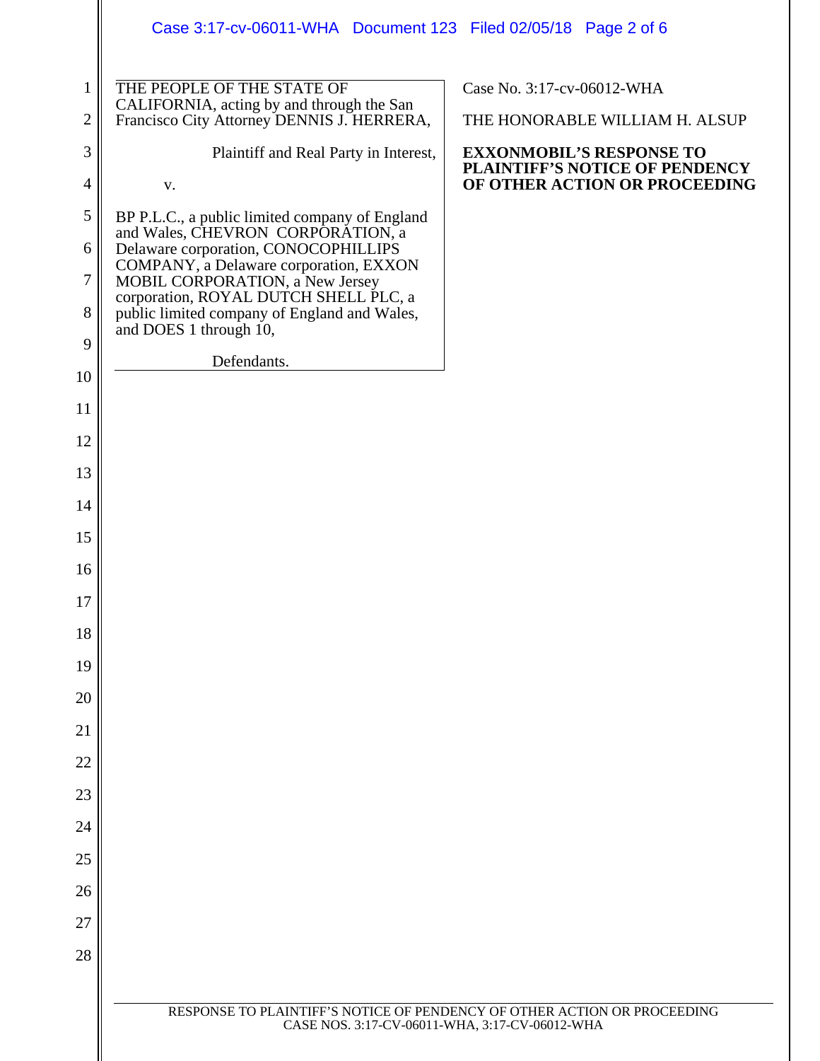THE PEOPLE OF THE STATE OF CALIFORNIA, acting by and through the San Francisco City Attorney DENNIS J. HERRERA,

Plaintiff and Real Party in Interest,

v.

BP P.L.C., a public limited company of England and Wales, CHEVRON CORPORATION, a Delaware corporation, CONOCOPHILLIPS COMPANY, a Delaware corporation, EXXON MOBIL CORPORATION, a New Jersey corporation, ROYAL DUTCH SHELL PLC, a public limited company of England and Wales, and DOES 1 through 10,

Defendants.

Case No. 3:17-cv-06012-WHA

THE HONORABLE WILLIAM H. ALSUP

**EXXONMOBIL'S RESPONSE TO PLAINTIFF'S NOTICE OF PENDENCY OF OTHER ACTION OR PROCEEDING**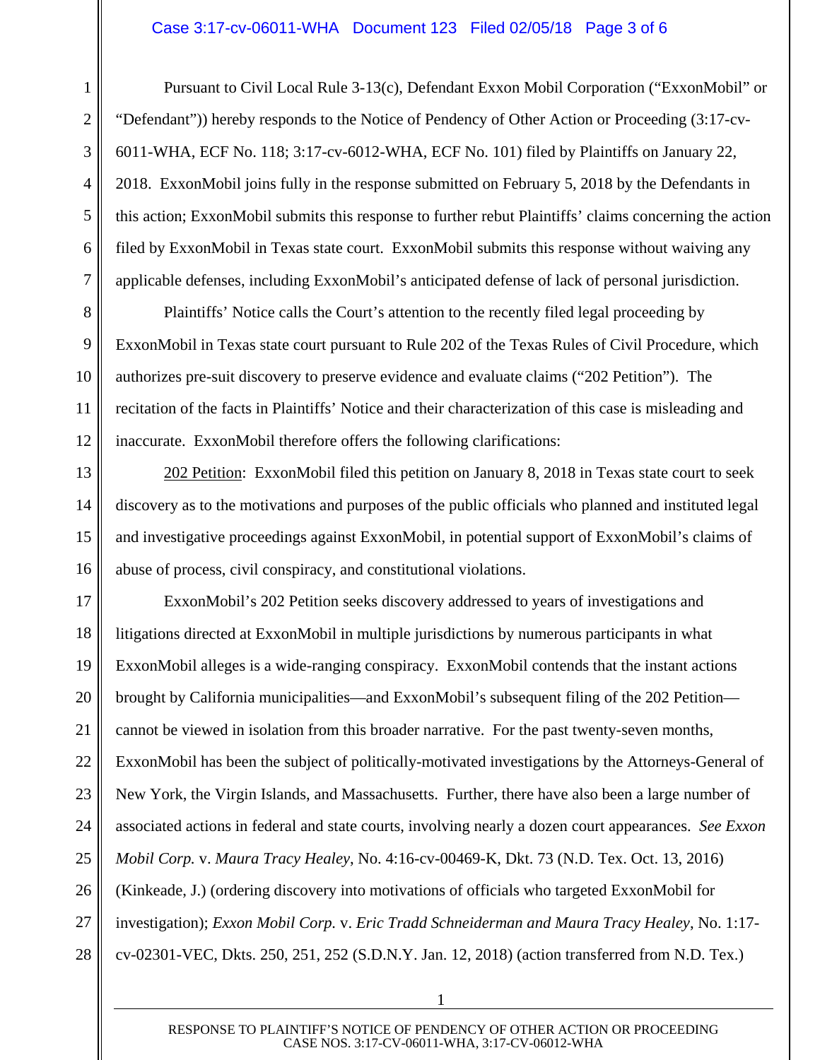Pursuant to Civil Local Rule 3-13(c), Defendant Exxon Mobil Corporation ("ExxonMobil" or "Defendant")) hereby responds to the Notice of Pendency of Other Action or Proceeding (3:17-cv-6011-WHA, ECF No. 118; 3:17-cv-6012-WHA, ECF No. 101) filed by Plaintiffs on January 22, 2018. ExxonMobil joins fully in the response submitted on February 5, 2018 by the Defendants in this action; ExxonMobil submits this response to further rebut Plaintiffs' claims concerning the action filed by ExxonMobil in Texas state court. ExxonMobil submits this response without waiving any applicable defenses, including ExxonMobil's anticipated defense of lack of personal jurisdiction.

Plaintiffs' Notice calls the Court's attention to the recently filed legal proceeding by ExxonMobil in Texas state court pursuant to Rule 202 of the Texas Rules of Civil Procedure, which authorizes pre-suit discovery to preserve evidence and evaluate claims ("202 Petition"). The recitation of the facts in Plaintiffs' Notice and their characterization of this case is misleading and inaccurate. ExxonMobil therefore offers the following clarifications:

<u>202 Petition</u>: ExxonMobil filed this petition on January 8, 2018 in Texas state court to seek discovery as to the motivations and purposes of the public officials who planned and instituted legal and investigative proceedings against ExxonMobil, in potential support of ExxonMobil's claims of abuse of process, civil conspiracy, and constitutional violations.

ExxonMobil's 202 Petition seeks discovery addressed to years of investigations and litigations directed at ExxonMobil in multiple jurisdictions by numerous participants in what ExxonMobil alleges is a wide-ranging conspiracy. ExxonMobil contends that the instant actions brought by California municipalities—and ExxonMobil's subsequent filing of the 202 Petition—cannot be viewed in isolation from this broader narrative. For the past twenty-seven months, ExxonMobil has been the subject of politically-motivated investigations by the Attorneys-General of New York, the Virgin Islands, and Massachusetts. Further, there have also been a large number of associated actions in federal and state courts, involving nearly a dozen court appearances. *See Exxon Mobil Corp.* v. *Maura Tracy Healey*, No. 4:16-cv-00469-K, Dkt. 73 (N.D. Tex. Oct. 13, 2016) (Kinkeade, J.) (ordering discovery into motivations of officials who targeted ExxonMobil for investigation); *Exxon Mobil Corp.* v. *Eric Tradd Schneiderman and Maura Tracy Healey*, No. 1:17-cv-02301-VEC, Dkts. 250, 251, 252 (S.D.N.Y. Jan. 12, 2018) (action transferred from N.D. Tex.)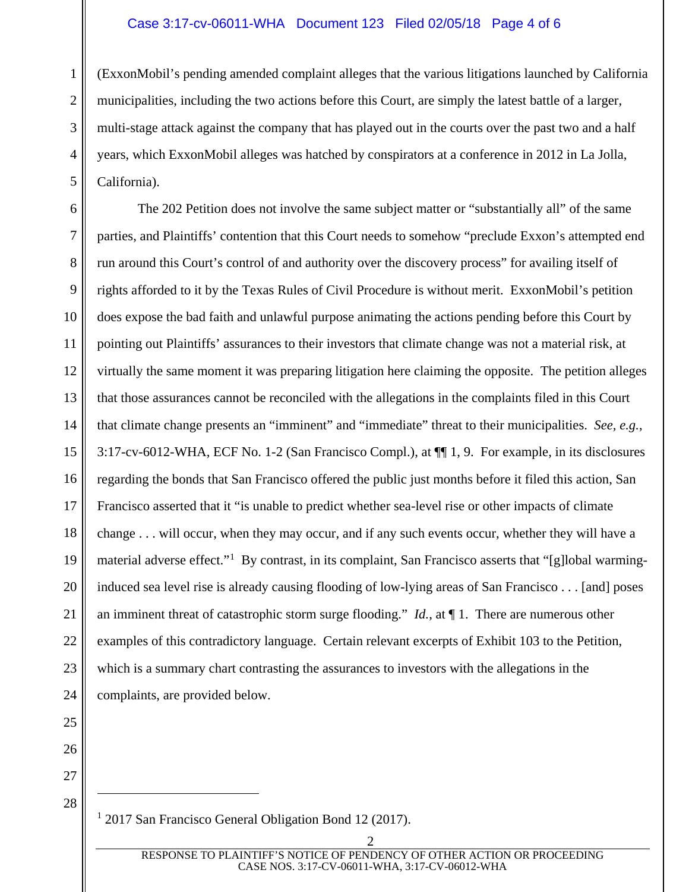(ExxonMobil's pending amended complaint alleges that the various litigations launched by California municipalities, including the two actions before this Court, are simply the latest battle of a larger, multi-stage attack against the company that has played out in the courts over the past two and a half years, which ExxonMobil alleges was hatched by conspirators at a conference in 2012 in La Jolla, California).

The 202 Petition does not involve the same subject matter or "substantially all" of the same parties, and Plaintiffs' contention that this Court needs to somehow "preclude Exxon's attempted end run around this Court's control of and authority over the discovery process" for availing itself of rights afforded to it by the Texas Rules of Civil Procedure is without merit. ExxonMobil's petition does expose the bad faith and unlawful purpose animating the actions pending before this Court by pointing out Plaintiffs' assurances to their investors that climate change was not a material risk, at virtually the same moment it was preparing litigation here claiming the opposite. The petition alleges that those assurances cannot be reconciled with the allegations in the complaints filed in this Court that climate change presents an "imminent" and "immediate" threat to their municipalities. *See, e.g.*, 3:17-cv-6012-WHA, ECF No. 1-2 (San Francisco Compl.), at ¶¶ 1, 9. For example, in its disclosures regarding the bonds that San Francisco offered the public just months before it filed this action, San Francisco asserted that it "is unable to predict whether sea-level rise or other impacts of climate change . . . will occur, when they may occur, and if any such events occur, whether they will have a material adverse effect."[1] By contrast, in its complaint, San Francisco asserts that "[g]lobal warming-induced sea level rise is already causing flooding of low-lying areas of San Francisco . . . [and] poses an imminent threat of catastrophic storm surge flooding." *Id.*, at ¶ 1. There are numerous other examples of this contradictory language. Certain relevant excerpts of Exhibit 103 to the Petition, which is a summary chart contrasting the assurances to investors with the allegations in the complaints, are provided below.

---

[1] 2017 San Francisco General Obligation Bond 12 (2017).

RESPONSE TO PLAINTIFF'S NOTICE OF PENDENCY OF OTHER ACTION OR PROCEEDING
CASE NOS. 3:17-CV-06011-WHA, 3:17-CV-06012-WHA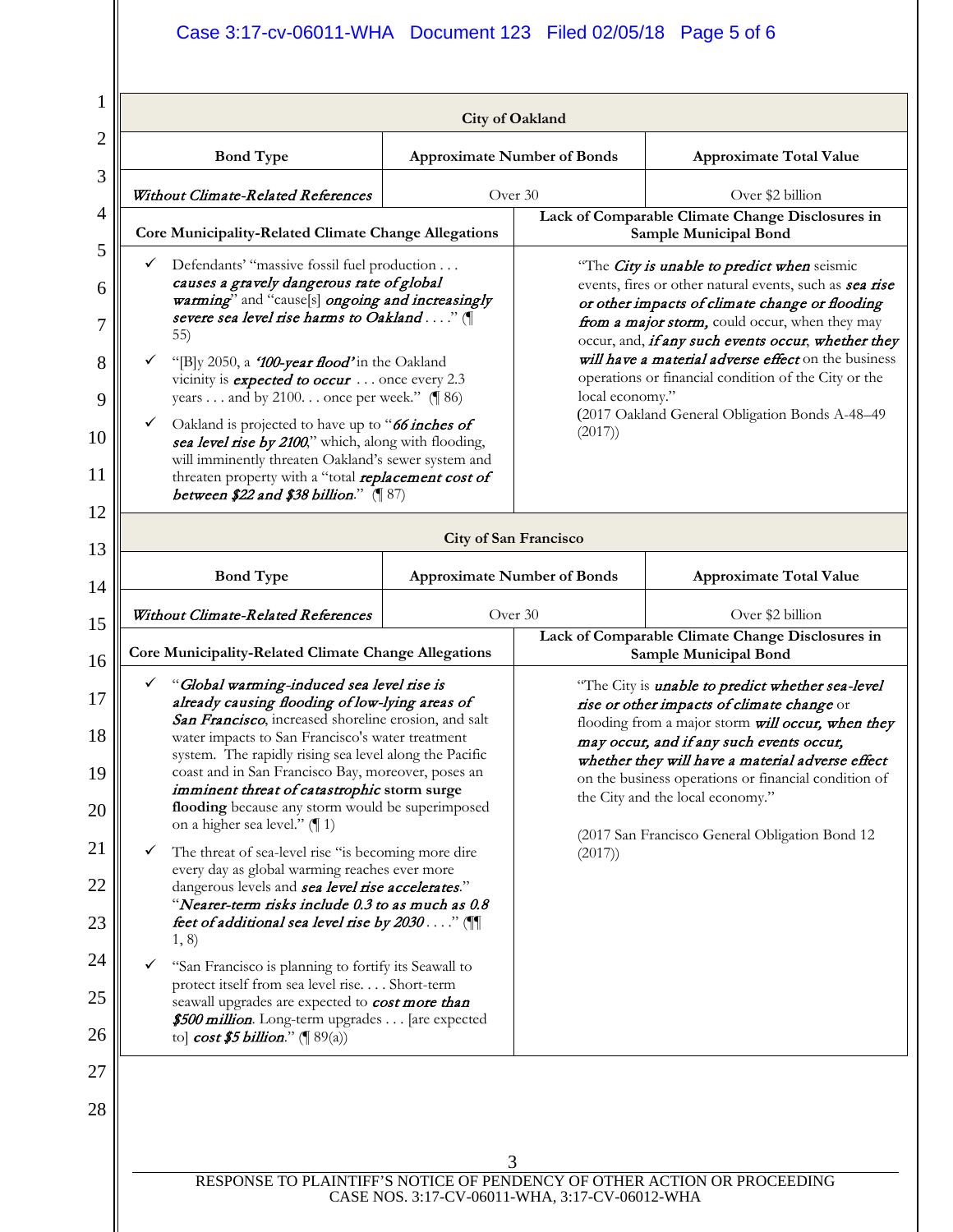| City of Oakland | | |
|---|---|---|
| **Bond Type** | **Approximate Number of Bonds** | **Approximate Total Value** |
| *Without Climate-Related References* | Over 30 | Over $2 billion |

| Core Municipality-Related Climate Change Allegations | Lack of Comparable Climate Change Disclosures in Sample Municipal Bond |
|---|---|
| ✓ Defendants' "massive fossil fuel production . . . ***causes a gravely dangerous rate of global warming***" and "cause[s] ***ongoing and increasingly severe sea level rise harms to Oakland*** . . . ." (¶ 55)<br>✓ "[B]y 2050, a ***'100-year flood'*** in the Oakland vicinity is ***expected to occur*** . . . once every 2.3 years . . . and by 2100. . . once per week." (¶ 86)<br>✓ Oakland is projected to have up to "***66 inches of sea level rise by 2100***," which, along with flooding, will imminently threaten Oakland's sewer system and threaten property with a "total ***replacement cost of between $22 and $38 billion***." (¶ 87) | "The ***City is unable to predict when*** seismic events, fires or other natural events, such as ***sea rise or other impacts of climate change or flooding from a major storm,*** could occur, when they may occur, and, ***if any such events occur, whether they will have a material adverse effect*** on the business operations or financial condition of the City or the local economy."<br>(2017 Oakland General Obligation Bonds A-48–49 (2017)) |

| City of San Francisco | | |
|---|---|---|
| **Bond Type** | **Approximate Number of Bonds** | **Approximate Total Value** |
| *Without Climate-Related References* | Over 30 | Over $2 billion |

| Core Municipality-Related Climate Change Allegations | Lack of Comparable Climate Change Disclosures in Sample Municipal Bond |
|---|---|
| ✓ "***Global warming-induced sea level rise is already causing flooding of low-lying areas of San Francisco***, increased shoreline erosion, and salt water impacts to San Francisco's water treatment system. The rapidly rising sea level along the Pacific coast and in San Francisco Bay, moreover, poses an ***imminent threat of catastrophic*** storm surge **flooding** because any storm would be superimposed on a higher sea level." (¶ 1)<br>✓ The threat of sea-level rise "is becoming more dire every day as global warming reaches ever more dangerous levels and ***sea level rise accelerates***." "***Nearer-term risks include 0.3 to as much as 0.8 feet of additional sea level rise by 2030*** . . . ." (¶¶ 1, 8)<br>✓ "San Francisco is planning to fortify its Seawall to protect itself from sea level rise. . . . Short-term seawall upgrades are expected to ***cost more than $500 million***. Long-term upgrades . . . [are expected to] ***cost $5 billion***." (¶ 89(a)) | "The City is ***unable to predict whether sea-level rise or other impacts of climate change*** or flooding from a major storm ***will occur, when they may occur, and if any such events occur, whether they will have a material adverse effect*** on the business operations or financial condition of the City and the local economy."<br><br>(2017 San Francisco General Obligation Bond 12 (2017)) |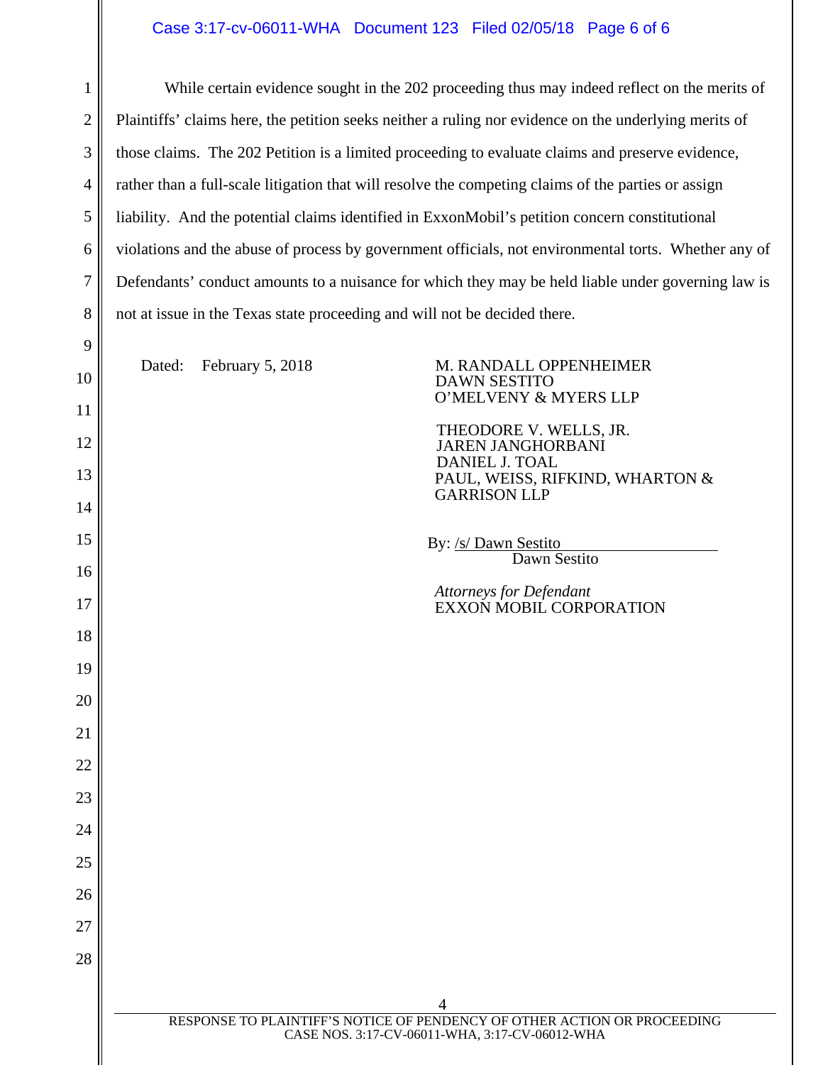While certain evidence sought in the 202 proceeding thus may indeed reflect on the merits of Plaintiffs' claims here, the petition seeks neither a ruling nor evidence on the underlying merits of those claims. The 202 Petition is a limited proceeding to evaluate claims and preserve evidence, rather than a full-scale litigation that will resolve the competing claims of the parties or assign liability. And the potential claims identified in ExxonMobil's petition concern constitutional violations and the abuse of process by government officials, not environmental torts. Whether any of Defendants' conduct amounts to a nuisance for which they may be held liable under governing law is not at issue in the Texas state proceeding and will not be decided there.

Dated: February 5, 2018

M. RANDALL OPPENHEIMER
DAWN SESTITO
O'MELVENY & MYERS LLP

THEODORE V. WELLS, JR.
JAREN JANGHORBANI
DANIEL J. TOAL
PAUL, WEISS, RIFKIND, WHARTON & GARRISON LLP

By: /s/ Dawn Sestito
Dawn Sestito

*Attorneys for Defendant*
EXXON MOBIL CORPORATION

RESPONSE TO PLAINTIFF'S NOTICE OF PENDENCY OF OTHER ACTION OR PROCEEDING
CASE NOS. 3:17-CV-06011-WHA, 3:17-CV-06012-WHA